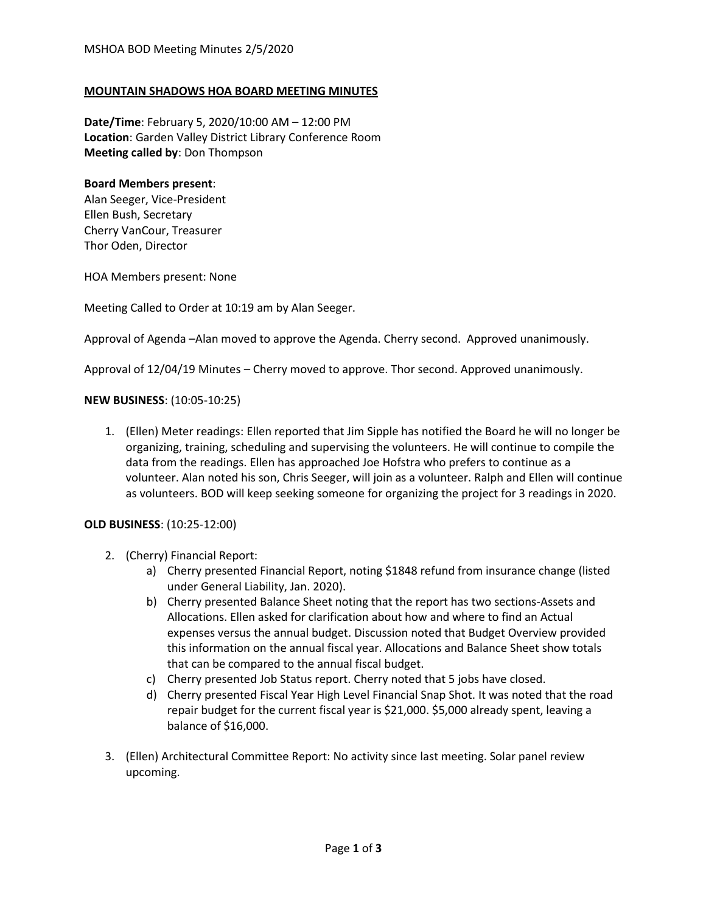## MOUNTAIN SHADOWS HOA BOARD MEETING MINUTES

**Date/Time**: February 5, 2020/10:00 AM – 12:00 PM
**Location**: Garden Valley District Library Conference Room
**Meeting called by**: Don Thompson

**Board Members present**:
Alan Seeger, Vice-President
Ellen Bush, Secretary
Cherry VanCour, Treasurer
Thor Oden, Director

HOA Members present: None

Meeting Called to Order at 10:19 am by Alan Seeger.

Approval of Agenda –Alan moved to approve the Agenda. Cherry second. Approved unanimously.

Approval of 12/04/19 Minutes – Cherry moved to approve. Thor second. Approved unanimously.

**NEW BUSINESS**: (10:05-10:25)

1. (Ellen) Meter readings: Ellen reported that Jim Sipple has notified the Board he will no longer be organizing, training, scheduling and supervising the volunteers. He will continue to compile the data from the readings. Ellen has approached Joe Hofstra who prefers to continue as a volunteer. Alan noted his son, Chris Seeger, will join as a volunteer. Ralph and Ellen will continue as volunteers. BOD will keep seeking someone for organizing the project for 3 readings in 2020.

**OLD BUSINESS**: (10:25-12:00)

2. (Cherry) Financial Report:
   a) Cherry presented Financial Report, noting $1848 refund from insurance change (listed under General Liability, Jan. 2020).
   b) Cherry presented Balance Sheet noting that the report has two sections-Assets and Allocations. Ellen asked for clarification about how and where to find an Actual expenses versus the annual budget. Discussion noted that Budget Overview provided this information on the annual fiscal year. Allocations and Balance Sheet show totals that can be compared to the annual fiscal budget.
   c) Cherry presented Job Status report. Cherry noted that 5 jobs have closed.
   d) Cherry presented Fiscal Year High Level Financial Snap Shot. It was noted that the road repair budget for the current fiscal year is $21,000. $5,000 already spent, leaving a balance of $16,000.

3. (Ellen) Architectural Committee Report: No activity since last meeting. Solar panel review upcoming.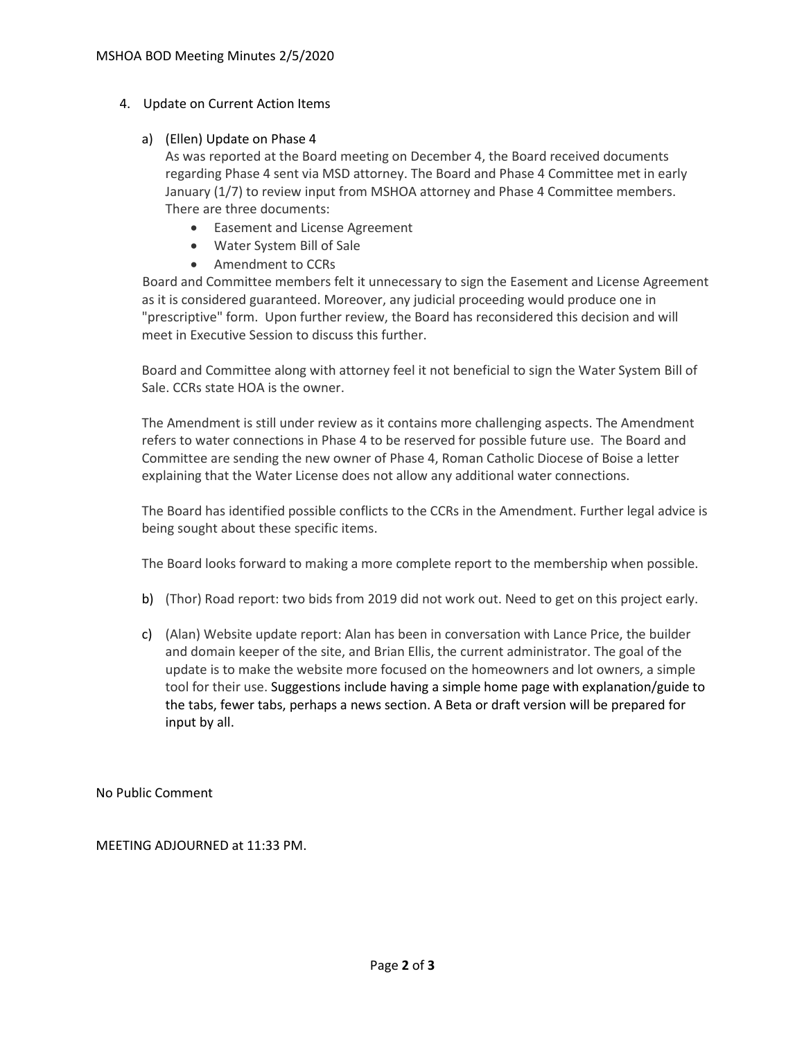4. Update on Current Action Items

   a) (Ellen) Update on Phase 4

      As was reported at the Board meeting on December 4, the Board received documents regarding Phase 4 sent via MSD attorney. The Board and Phase 4 Committee met in early January (1/7) to review input from MSHOA attorney and Phase 4 Committee members. There are three documents:

      - Easement and License Agreement
      - Water System Bill of Sale
      - Amendment to CCRs

      Board and Committee members felt it unnecessary to sign the Easement and License Agreement as it is considered guaranteed. Moreover, any judicial proceeding would produce one in "prescriptive" form. Upon further review, the Board has reconsidered this decision and will meet in Executive Session to discuss this further.

      Board and Committee along with attorney feel it not beneficial to sign the Water System Bill of Sale. CCRs state HOA is the owner.

      The Amendment is still under review as it contains more challenging aspects. The Amendment refers to water connections in Phase 4 to be reserved for possible future use. The Board and Committee are sending the new owner of Phase 4, Roman Catholic Diocese of Boise a letter explaining that the Water License does not allow any additional water connections.

      The Board has identified possible conflicts to the CCRs in the Amendment. Further legal advice is being sought about these specific items.

      The Board looks forward to making a more complete report to the membership when possible.

   b) (Thor) Road report: two bids from 2019 did not work out. Need to get on this project early.

   c) (Alan) Website update report: Alan has been in conversation with Lance Price, the builder and domain keeper of the site, and Brian Ellis, the current administrator. The goal of the update is to make the website more focused on the homeowners and lot owners, a simple tool for their use. Suggestions include having a simple home page with explanation/guide to the tabs, fewer tabs, perhaps a news section. A Beta or draft version will be prepared for input by all.

No Public Comment

MEETING ADJOURNED at 11:33 PM.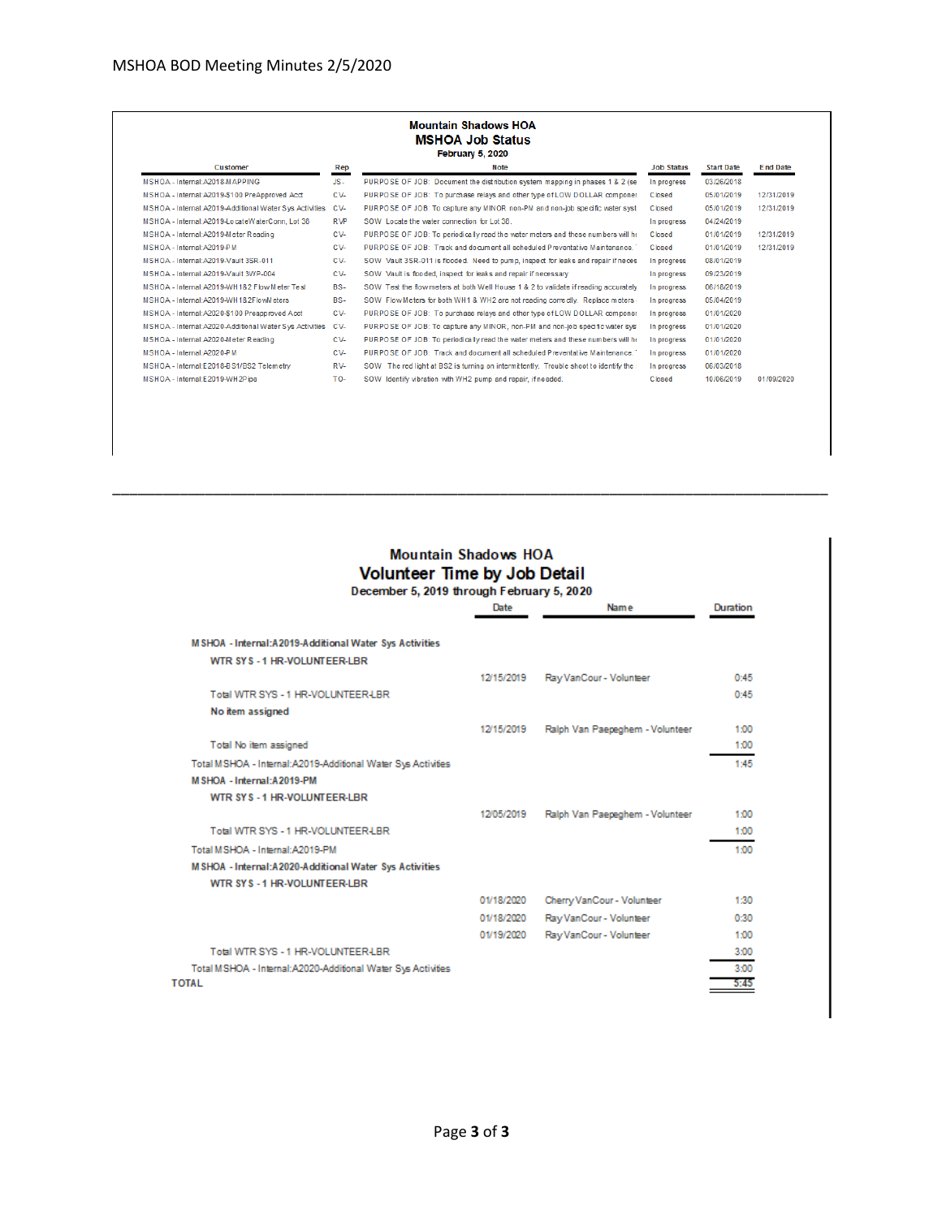**Mountain Shadows HOA**
**MSHOA Job Status**
**February 5, 2020**

| Customer | Rep | Note | Job Status | Start Date | End Date |
|---|---|---|---|---|---|
| MSHOA - Internal:A2018-MAPPING | JS- | PURPOSE OF JOB: Document the distribution system mapping in phases 1 & 2 (se | In progress | 03/26/2018 | |
| MSHOA - Internal:A2019-$100 PreApproved Acct | CV- | PURPOSE OF JOB: To purchase relays and other type of LOW DOLLAR componer | Closed | 05/01/2019 | 12/31/2019 |
| MSHOA - Internal:A2019-Additional Water Sys Activities | CV- | PURPOSE OF JOB: To capture any MINOR non-PM and non-job specific water syst | Closed | 05/01/2019 | 12/31/2019 |
| MSHOA - Internal:A2019-LocateWaterConn, Lot 38 | RVP | SOW Locate the water connection for Lot 38. | In progress | 04/24/2019 | |
| MSHOA - Internal:A2019-Meter Reading | CV- | PURPOSE OF JOB: To periodically read the water meters and these numbers will h | Closed | 01/01/2019 | 12/31/2019 |
| MSHOA - Internal:A2019-PM | CV- | PURPOSE OF JOB: Track and document all scheduled Preventative Maintenance. | Closed | 01/01/2019 | 12/31/2019 |
| MSHOA - Internal:A2019-Vault 3SR-011 | CV- | SOW Vault 3SR-011 is flooded. Need to pump, inspect for leaks and repair if neces | In progress | 08/01/2019 | |
| MSHOA - Internal:A2019-Vault 3WP-004 | CV- | SOW Vault is flooded, inspect for leaks and repair if necessary | In progress | 09/23/2019 | |
| MSHOA - Internal:A2019-WH1&2 FlowMeter Test | BS- | SOW Test the flow meters at both Well House 1 & 2 to validate if reading accurately | In progress | 06/18/2019 | |
| MSHOA - Internal:A2019-WH1&2FlowMeters | BS- | SOW Flow Meters for both WH1 & WH2 are not reading correctly. Replace meters | In progress | 05/04/2019 | |
| MSHOA - Internal:A2020-$100 Preapproved Acct | CV- | PURPOSE OF JOB: To purchase relays and other type of LOW DOLLAR componer | In progress | 01/01/2020 | |
| MSHOA - Internal:A2020-Additional Water Sys Activities | CV- | PURPOSE OF JOB: To capture any MINOR, non-PM and non-job specific water sys | In progress | 01/01/2020 | |
| MSHOA - Internal:A2020-Meter Reading | CV- | PURPOSE OF JOB: To periodically read the water meters and these numbers will h | In progress | 01/01/2020 | |
| MSHOA - Internal:A2020-PM | CV- | PURPOSE OF JOB: Track and document all scheduled Preventative Maintenance. | In progress | 01/01/2020 | |
| MSHOA - Internal:E2018-BS1/BS2 Telemetry | RV- | SOW The red light at BS2 is turning on intermittently. Trouble shoot to identify the | In progress | 06/03/2018 | |
| MSHOA - Internal:E2019-WH2Pipe | TO- | SOW Identify vibration with WH2 pump and repair, if needed. | Closed | 10/06/2019 | 01/09/2020 |

---

**Mountain Shadows HOA**
**Volunteer Time by Job Detail**
**December 5, 2019 through February 5, 2020**

| | Date | Name | Duration |
|---|---|---|---|
| **MSHOA - Internal:A2019-Additional Water Sys Activities** | | | |
| **WTR SYS - 1 HR-VOLUNTEER-LBR** | | | |
| | 12/15/2019 | Ray VanCour - Volunteer | 0:45 |
| Total WTR SYS - 1 HR-VOLUNTEER-LBR | | | 0:45 |
| **No item assigned** | | | |
| | 12/15/2019 | Ralph Van Paepeghem - Volunteer | 1:00 |
| Total No item assigned | | | 1:00 |
| Total MSHOA - Internal:A2019-Additional Water Sys Activities | | | 1:45 |
| **MSHOA - Internal:A2019-PM** | | | |
| **WTR SYS - 1 HR-VOLUNTEER-LBR** | | | |
| | 12/05/2019 | Ralph Van Paepeghem - Volunteer | 1:00 |
| Total WTR SYS - 1 HR-VOLUNTEER-LBR | | | 1:00 |
| Total MSHOA - Internal:A2019-PM | | | 1:00 |
| **MSHOA - Internal:A2020-Additional Water Sys Activities** | | | |
| **WTR SYS - 1 HR-VOLUNTEER-LBR** | | | |
| | 01/18/2020 | Cherry VanCour - Volunteer | 1:30 |
| | 01/18/2020 | Ray VanCour - Volunteer | 0:30 |
| | 01/19/2020 | Ray VanCour - Volunteer | 1:00 |
| Total WTR SYS - 1 HR-VOLUNTEER-LBR | | | 3:00 |
| Total MSHOA - Internal:A2020-Additional Water Sys Activities | | | 3:00 |
| **TOTAL** | | | **5:45** |